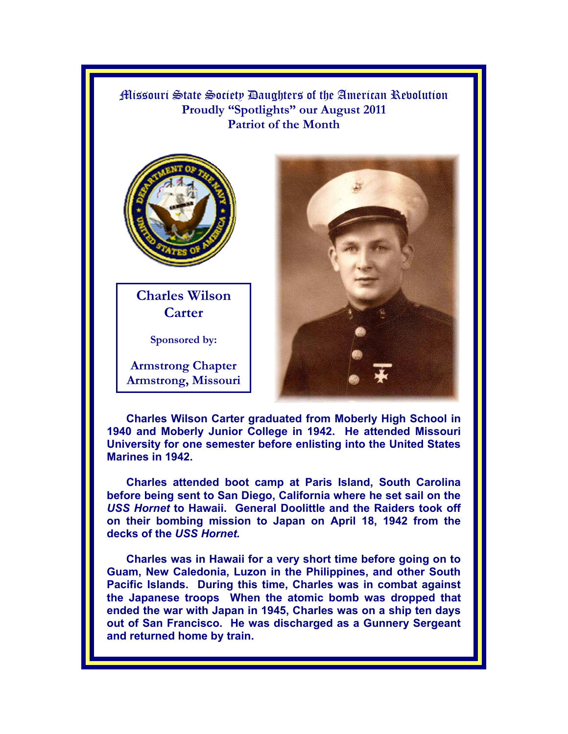# Missouri State Society Daughters of the American Revolution

## Proudly "Spotlights" our August 2011 Patriot of the Month

**Charles Wilson Carter**

**Sponsored by:**

**Armstrong Chapter**
**Armstrong, Missouri**

**Charles Wilson Carter graduated from Moberly High School in 1940 and Moberly Junior College in 1942. He attended Missouri University for one semester before enlisting into the United States Marines in 1942.**

**Charles attended boot camp at Paris Island, South Carolina before being sent to San Diego, California where he set sail on the *USS Hornet* to Hawaii. General Doolittle and the Raiders took off on their bombing mission to Japan on April 18, 1942 from the decks of the *USS Hornet.***

**Charles was in Hawaii for a very short time before going on to Guam, New Caledonia, Luzon in the Philippines, and other South Pacific Islands. During this time, Charles was in combat against the Japanese troops When the atomic bomb was dropped that ended the war with Japan in 1945, Charles was on a ship ten days out of San Francisco. He was discharged as a Gunnery Sergeant and returned home by train.**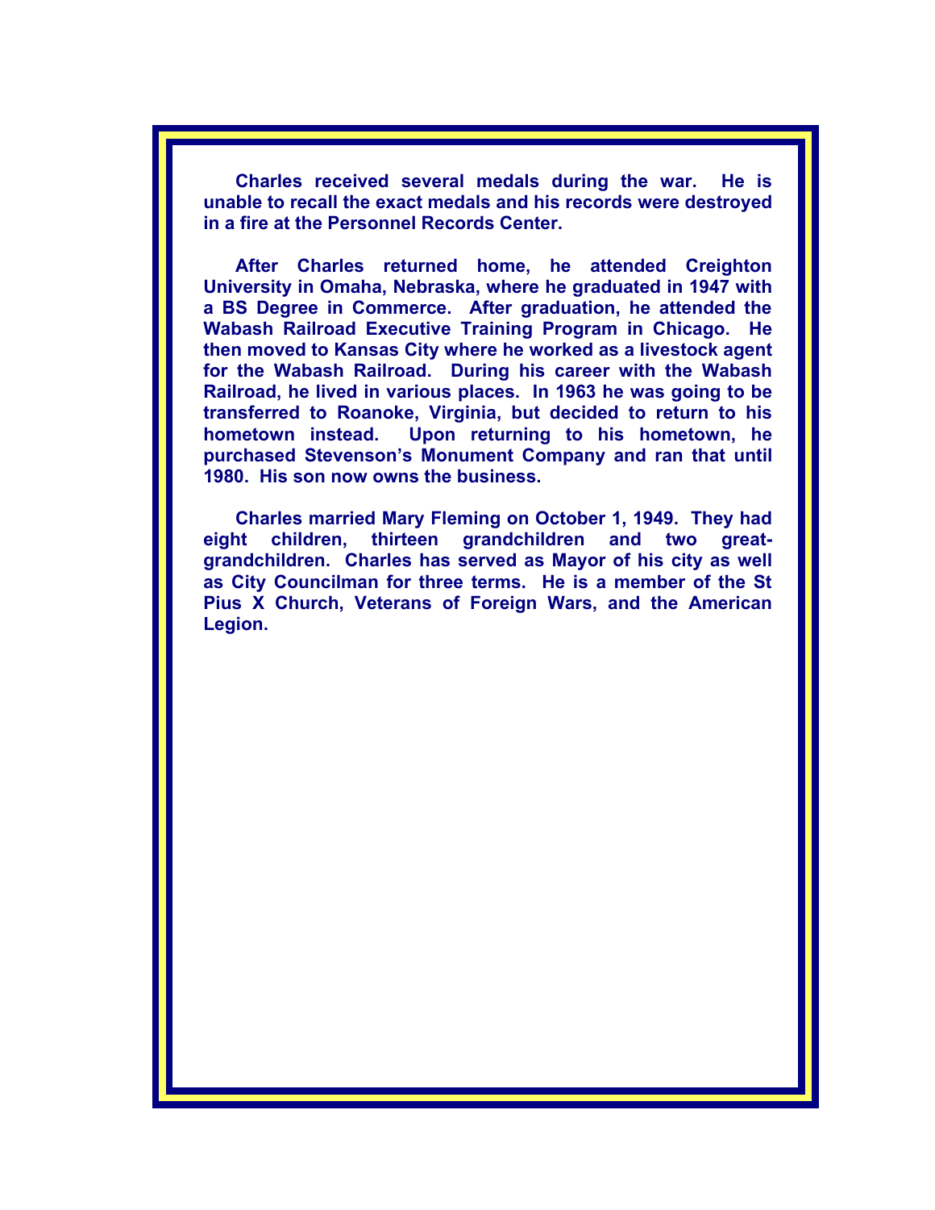**Charles received several medals during the war. He is unable to recall the exact medals and his records were destroyed in a fire at the Personnel Records Center.**

**After Charles returned home, he attended Creighton University in Omaha, Nebraska, where he graduated in 1947 with a BS Degree in Commerce. After graduation, he attended the Wabash Railroad Executive Training Program in Chicago. He then moved to Kansas City where he worked as a livestock agent for the Wabash Railroad. During his career with the Wabash Railroad, he lived in various places. In 1963 he was going to be transferred to Roanoke, Virginia, but decided to return to his hometown instead. Upon returning to his hometown, he purchased Stevenson's Monument Company and ran that until 1980. His son now owns the business.**

**Charles married Mary Fleming on October 1, 1949. They had eight children, thirteen grandchildren and two great-grandchildren. Charles has served as Mayor of his city as well as City Councilman for three terms. He is a member of the St Pius X Church, Veterans of Foreign Wars, and the American Legion.**